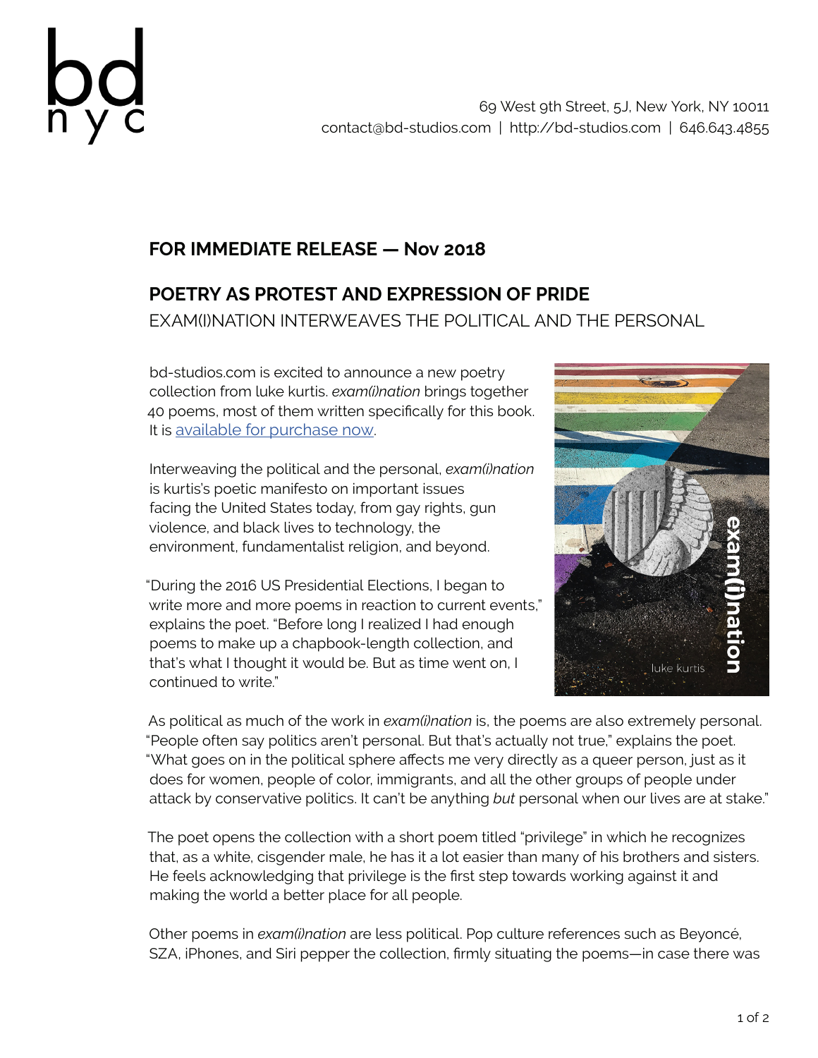bd
nyc

69 West 9th Street, 5J, New York, NY 10011
contact@bd-studios.com | http://bd-studios.com | 646.643.4855

**FOR IMMEDIATE RELEASE — Nov 2018**

## POETRY AS PROTEST AND EXPRESSION OF PRIDE

EXAM(I)NATION INTERWEAVES THE POLITICAL AND THE PERSONAL

bd-studios.com is excited to announce a new poetry collection from luke kurtis. *exam(i)nation* brings together 40 poems, most of them written specifically for this book. It is available for purchase now.

Interweaving the political and the personal, *exam(i)nation* is kurtis's poetic manifesto on important issues facing the United States today, from gay rights, gun violence, and black lives to technology, the environment, fundamentalist religion, and beyond.

"During the 2016 US Presidential Elections, I began to write more and more poems in reaction to current events," explains the poet. "Before long I realized I had enough poems to make up a chapbook-length collection, and that's what I thought it would be. But as time went on, I continued to write."

As political as much of the work in *exam(i)nation* is, the poems are also extremely personal. "People often say politics aren't personal. But that's actually not true," explains the poet. "What goes on in the political sphere affects me very directly as a queer person, just as it does for women, people of color, immigrants, and all the other groups of people under attack by conservative politics. It can't be anything *but* personal when our lives are at stake."

The poet opens the collection with a short poem titled "privilege" in which he recognizes that, as a white, cisgender male, he has it a lot easier than many of his brothers and sisters. He feels acknowledging that privilege is the first step towards working against it and making the world a better place for all people.

Other poems in *exam(i)nation* are less political. Pop culture references such as Beyoncé, SZA, iPhones, and Siri pepper the collection, firmly situating the poems—in case there was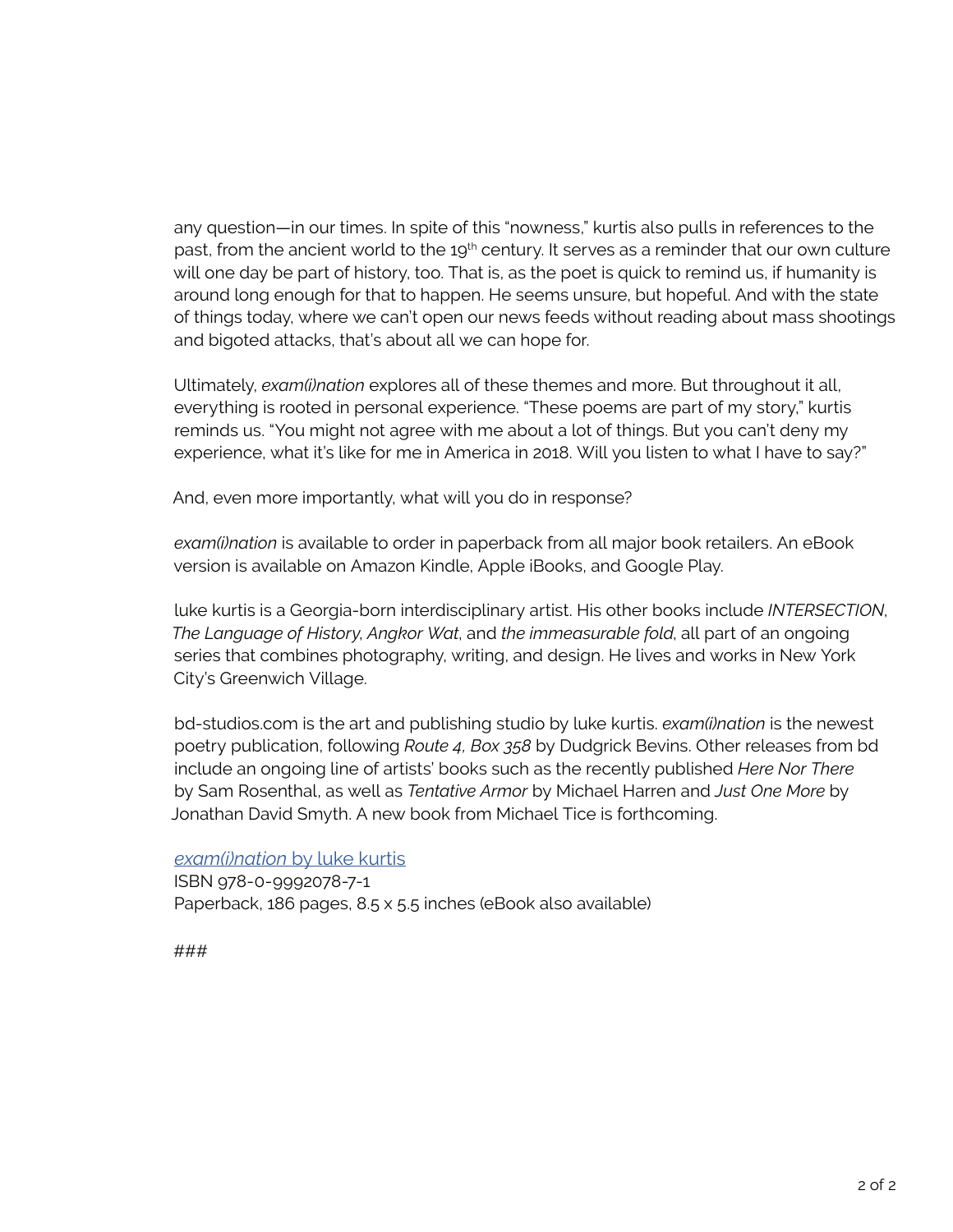any question—in our times. In spite of this "nowness," kurtis also pulls in references to the past, from the ancient world to the 19th century. It serves as a reminder that our own culture will one day be part of history, too. That is, as the poet is quick to remind us, if humanity is around long enough for that to happen. He seems unsure, but hopeful. And with the state of things today, where we can't open our news feeds without reading about mass shootings and bigoted attacks, that's about all we can hope for.

Ultimately, *exam(i)nation* explores all of these themes and more. But throughout it all, everything is rooted in personal experience. "These poems are part of my story," kurtis reminds us. "You might not agree with me about a lot of things. But you can't deny my experience, what it's like for me in America in 2018. Will you listen to what I have to say?"

And, even more importantly, what will you do in response?

*exam(i)nation* is available to order in paperback from all major book retailers. An eBook version is available on Amazon Kindle, Apple iBooks, and Google Play.

luke kurtis is a Georgia-born interdisciplinary artist. His other books include *INTERSECTION*, *The Language of History*, *Angkor Wat*, and *the immeasurable fold*, all part of an ongoing series that combines photography, writing, and design. He lives and works in New York City's Greenwich Village.

bd-studios.com is the art and publishing studio by luke kurtis. *exam(i)nation* is the newest poetry publication, following *Route 4, Box 358* by Dudgrick Bevins. Other releases from bd include an ongoing line of artists' books such as the recently published *Here Nor There* by Sam Rosenthal, as well as *Tentative Armor* by Michael Harren and *Just One More* by Jonathan David Smyth. A new book from Michael Tice is forthcoming.

*exam(i)nation* by luke kurtis
ISBN 978-0-9992078-7-1
Paperback, 186 pages, 8.5 x 5.5 inches (eBook also available)

###